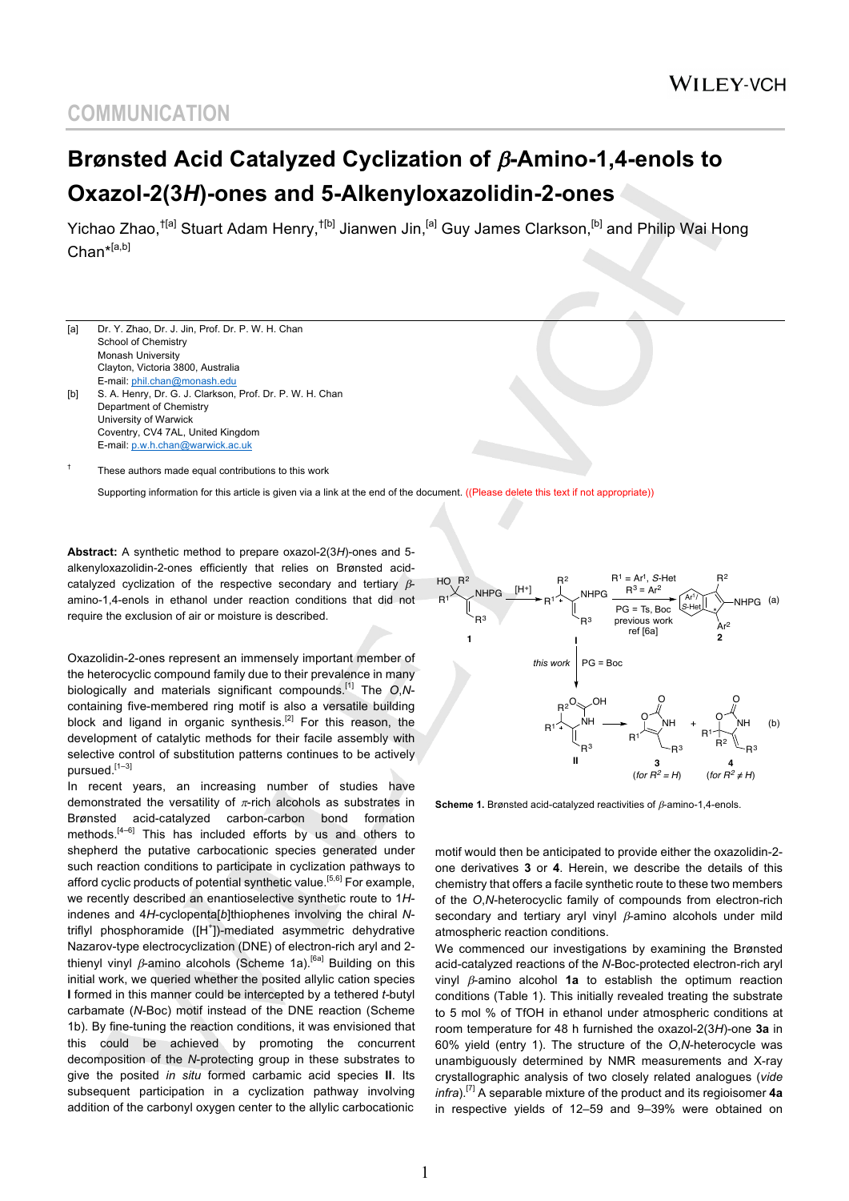## COMMUNICATION

# Brønsted Acid Catalyzed Cyclization of β-Amino-1,4-enols to Oxazol-2(3*H*)-ones and 5-Alkenyloxazolidin-2-ones

Yichao Zhao,[†][a] Stuart Adam Henry,[†][b] Jianwen Jin,[a] Guy James Clarkson,[b] and Philip Wai Hong Chan*[a,b]

[a] Dr. Y. Zhao, Dr. J. Jin, Prof. Dr. P. W. H. Chan
School of Chemistry
Monash University
Clayton, Victoria 3800, Australia
E-mail: phil.chan@monash.edu

[b] S. A. Henry, Dr. G. J. Clarkson, Prof. Dr. P. W. H. Chan
Department of Chemistry
University of Warwick
Coventry, CV4 7AL, United Kingdom
E-mail: p.w.h.chan@warwick.ac.uk

† These authors made equal contributions to this work

Supporting information for this article is given via a link at the end of the document. ((Please delete this text if not appropriate))

**Abstract:** A synthetic method to prepare oxazol-2(3*H*)-ones and 5-alkenyloxazolidin-2-ones efficiently that relies on Brønsted acid-catalyzed cyclization of the respective secondary and tertiary β-amino-1,4-enols in ethanol under reaction conditions that did not require the exclusion of air or moisture is described.

Oxazolidin-2-ones represent an immensely important member of the heterocyclic compound family due to their prevalence in many biologically and materials significant compounds.[1] The *O,N*-containing five-membered ring motif is also a versatile building block and ligand in organic synthesis.[2] For this reason, the development of catalytic methods for their facile assembly with selective control of substitution patterns continues to be actively pursued.[1–3]

In recent years, an increasing number of studies have demonstrated the versatility of π-rich alcohols as substrates in Brønsted acid-catalyzed carbon-carbon bond formation methods.[4–6] This has included efforts by us and others to shepherd the putative carbocationic species generated under such reaction conditions to participate in cyclization pathways to afford cyclic products of potential synthetic value.[5,6] For example, we recently described an enantioselective synthetic route to 1*H*-indenes and 4*H*-cyclopenta[*b*]thiophenes involving the chiral *N*-triflyl phosphoramide ([H+])-mediated asymmetric dehydrative Nazarov-type electrocyclization (DNE) of electron-rich aryl and 2-thienyl vinyl β-amino alcohols (Scheme 1a).[6a] Building on this initial work, we queried whether the posited allylic cation species **I** formed in this manner could be intercepted by a tethered *t*-butyl carbamate (*N*-Boc) motif instead of the DNE reaction (Scheme 1b). By fine-tuning the reaction conditions, it was envisioned that this could be achieved by promoting the concurrent decomposition of the *N*-protecting group in these substrates to give the posited *in situ* formed carbamic acid species **II**. Its subsequent participation in a cyclization pathway involving addition of the carbonyl oxygen center to the allylic carbocationic motif would then be anticipated to provide either the oxazolidin-2-one derivatives **3** or **4**. Herein, we describe the details of this chemistry that offers a facile synthetic route to these two members of the *O,N*-heterocyclic family of compounds from electron-rich secondary and tertiary aryl vinyl β-amino alcohols under mild atmospheric reaction conditions.

**Scheme 1.** Brønsted acid-catalyzed reactivities of β-amino-1,4-enols.

We commenced our investigations by examining the Brønsted acid-catalyzed reactions of the *N*-Boc-protected electron-rich aryl vinyl β-amino alcohol **1a** to establish the optimum reaction conditions (Table 1). This initially revealed treating the substrate to 5 mol % of TfOH in ethanol under atmospheric conditions at room temperature for 48 h furnished the oxazol-2(3*H*)-one **3a** in 60% yield (entry 1). The structure of the *O,N*-heterocycle was unambiguously determined by NMR measurements and X-ray crystallographic analysis of two closely related analogues (*vide infra*).[7] A separable mixture of the product and its regioisomer **4a** in respective yields of 12–59 and 9–39% were obtained on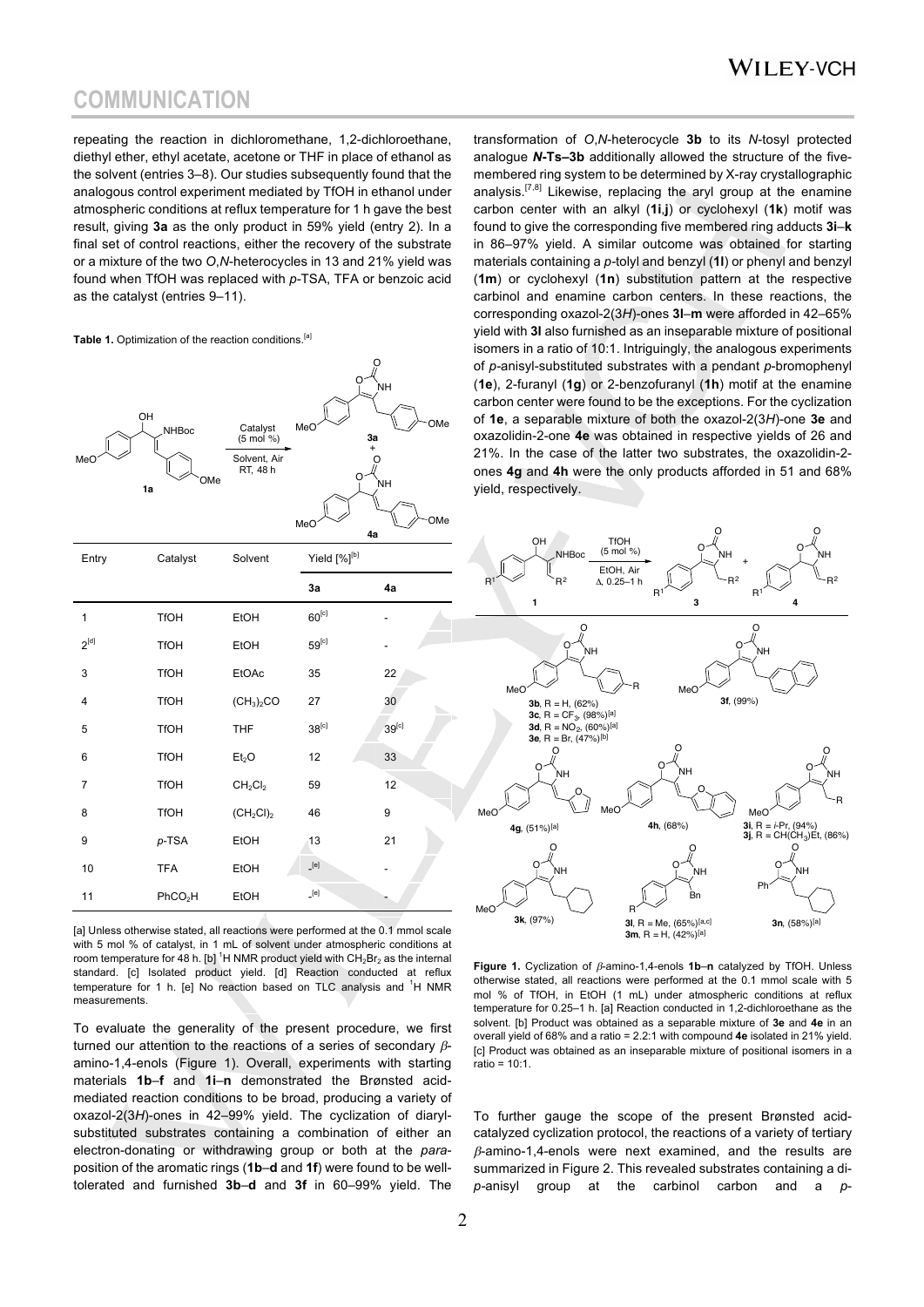repeating the reaction in dichloromethane, 1,2-dichloroethane, diethyl ether, ethyl acetate, acetone or THF in place of ethanol as the solvent (entries 3–8). Our studies subsequently found that the analogous control experiment mediated by TfOH in ethanol under atmospheric conditions at reflux temperature for 1 h gave the best result, giving **3a** as the only product in 59% yield (entry 2). In a final set of control reactions, either the recovery of the substrate or a mixture of the two *O*,*N*-heterocycles in 13 and 21% yield was found when TfOH was replaced with *p*-TSA, TFA or benzoic acid as the catalyst (entries 9–11).

**Table 1.** Optimization of the reaction conditions.[a]

| Entry | Catalyst | Solvent | Yield [%][b] | |
|---|---|---|---|---|
| | | | **3a** | **4a** |
| 1 | TfOH | EtOH | 60[c] | - |
| 2[d] | TfOH | EtOH | 59[c] | - |
| 3 | TfOH | EtOAc | 35 | 22 |
| 4 | TfOH | $(CH_3)_2CO$ | 27 | 30 |
| 5 | TfOH | THF | 38[c] | 39[c] |
| 6 | TfOH | $Et_2O$ | 12 | 33 |
| 7 | TfOH | $CH_2Cl_2$ | 59 | 12 |
| 8 | TfOH | $(CH_2Cl)_2$ | 46 | 9 |
| 9 | *p*-TSA | EtOH | 13 | 21 |
| 10 | TFA | EtOH | -[e] | - |
| 11 | $PhCO_2H$ | EtOH | -[e] | - |

[a] Unless otherwise stated, all reactions were performed at the 0.1 mmol scale with 5 mol % of catalyst, in 1 mL of solvent under atmospheric conditions at room temperature for 48 h. [b] $^1H$ NMR product yield with $CH_2Br_2$ as the internal standard. [c] Isolated product yield. [d] Reaction conducted at reflux temperature for 1 h. [e] No reaction based on TLC analysis and $^1H$ NMR measurements.

To evaluate the generality of the present procedure, we first turned our attention to the reactions of a series of secondary *β*-amino-1,4-enols (Figure 1). Overall, experiments with starting materials **1b**–**f** and **1i**–**n** demonstrated the Brønsted acid-mediated reaction conditions to be broad, producing a variety of oxazol-2(3*H*)-ones in 42–99% yield. The cyclization of diaryl-substituted substrates containing a combination of either an electron-donating or withdrawing group or both at the *para*-position of the aromatic rings (**1b**–**d** and **1f**) were found to be well-tolerated and furnished **3b**–**d** and **3f** in 60–99% yield. The transformation of *O*,*N*-heterocycle **3b** to its *N*-tosyl protected analogue ***N*-Ts–3b** additionally allowed the structure of the five-membered ring system to be determined by X-ray crystallographic analysis.[7,8] Likewise, replacing the aryl group at the enamine carbon center with an alkyl (**1i**,**j**) or cyclohexyl (**1k**) motif was found to give the corresponding five membered ring adducts **3i**–**k** in 86–97% yield. A similar outcome was obtained for starting materials containing a *p*-tolyl and benzyl (**1l**) or phenyl and benzyl (**1m**) or cyclohexyl (**1n**) substitution pattern at the respective carbinol and enamine carbon centers. In these reactions, the corresponding oxazol-2(3*H*)-ones **3l**–**m** were afforded in 42–65% yield with **3l** also furnished as an inseparable mixture of positional isomers in a ratio of 10:1. Intriguingly, the analogous experiments of *p*-anisyl-substituted substrates with a pendant *p*-bromophenyl (**1e**), 2-furanyl (**1g**) or 2-benzofuranyl (**1h**) motif at the enamine carbon center were found to be the exceptions. For the cyclization of **1e**, a separable mixture of both the oxazol-2(3*H*)-one **3e** and oxazolidin-2-one **4e** was obtained in respective yields of 26 and 21%. In the case of the latter two substrates, the oxazolidin-2-ones **4g** and **4h** were the only products afforded in 51 and 68% yield, respectively.

**Figure 1.** Cyclization of *β*-amino-1,4-enols **1b**–**n** catalyzed by TfOH. Unless otherwise stated, all reactions were performed at the 0.1 mmol scale with 5 mol % of TfOH, in EtOH (1 mL) under atmospheric conditions at reflux temperature for 0.25–1 h. [a] Reaction conducted in 1,2-dichloroethane as the solvent. [b] Product was obtained as a separable mixture of **3e** and **4e** in an overall yield of 68% and a ratio = 2.2:1 with compound **4e** isolated in 21% yield. [c] Product was obtained as an inseparable mixture of positional isomers in a ratio = 10:1.

To further gauge the scope of the present Brønsted acid-catalyzed cyclization protocol, the reactions of a variety of tertiary *β*-amino-1,4-enols were next examined, and the results are summarized in Figure 2. This revealed substrates containing a di-*p*-anisyl group at the carbinol carbon and a *p*-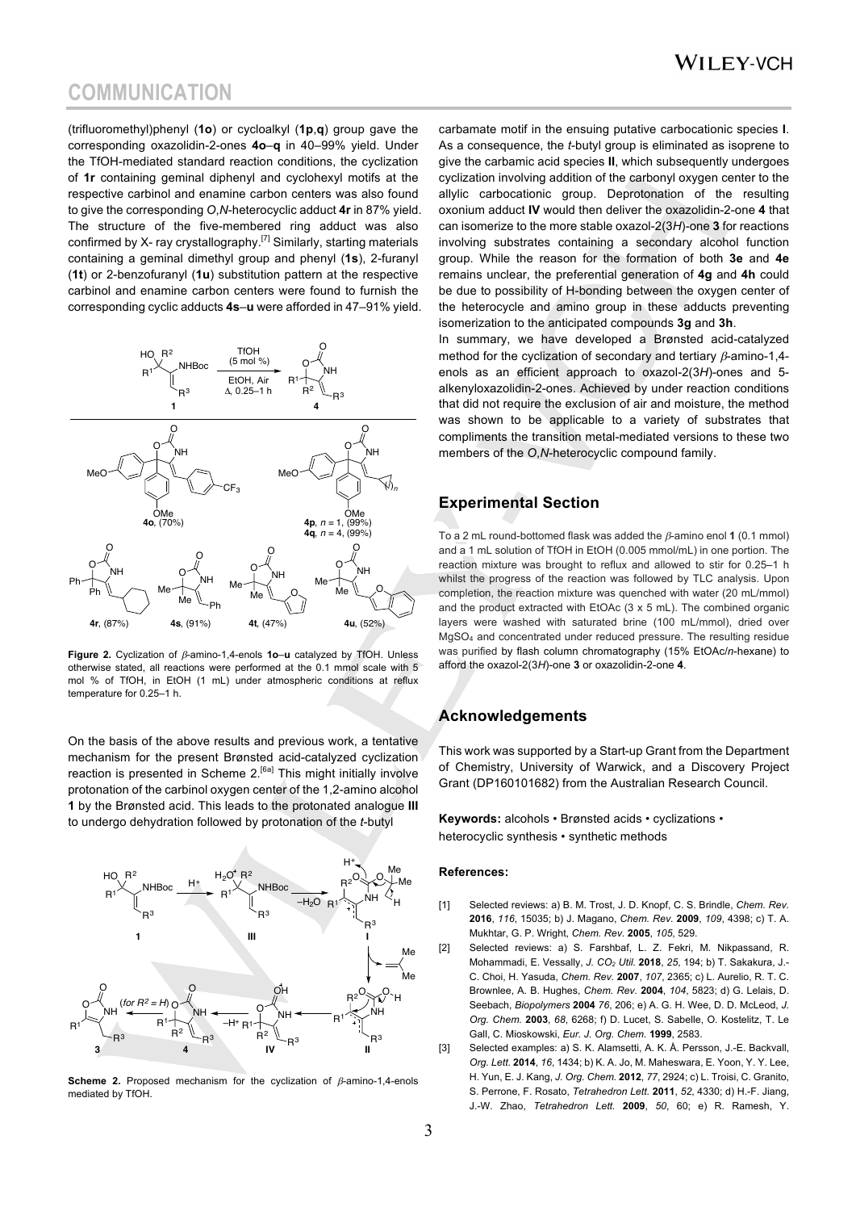(trifluoromethyl)phenyl (**1o**) or cycloalkyl (**1p**,**q**) group gave the corresponding oxazolidin-2-ones **4o**–**q** in 40–99% yield. Under the TfOH-mediated standard reaction conditions, the cyclization of **1r** containing geminal diphenyl and cyclohexyl motifs at the respective carbinol and enamine carbon centers was also found to give the corresponding *O*,*N*-heterocyclic adduct **4r** in 87% yield. The structure of the five-membered ring adduct was also confirmed by X- ray crystallography.[7] Similarly, starting materials containing a geminal dimethyl group and phenyl (**1s**), 2-furanyl (**1t**) or 2-benzofuranyl (**1u**) substitution pattern at the respective carbinol and enamine carbon centers were found to furnish the corresponding cyclic adducts **4s**–**u** were afforded in 47–91% yield.

**Figure 2.** Cyclization of *β*-amino-1,4-enols **1o**–**u** catalyzed by TfOH. Unless otherwise stated, all reactions were performed at the 0.1 mmol scale with 5 mol % of TfOH, in EtOH (1 mL) under atmospheric conditions at reflux temperature for 0.25–1 h.

On the basis of the above results and previous work, a tentative mechanism for the present Brønsted acid-catalyzed cyclization reaction is presented in Scheme 2.[6a] This might initially involve protonation of the carbinol oxygen center of the 1,2-amino alcohol **1** by the Brønsted acid. This leads to the protonated analogue **III** to undergo dehydration followed by protonation of the *t*-butyl

**Scheme 2.** Proposed mechanism for the cyclization of *β*-amino-1,4-enols mediated by TfOH.

carbamate motif in the ensuing putative carbocationic species **I**. As a consequence, the *t*-butyl group is eliminated as isoprene to give the carbamic acid species **II**, which subsequently undergoes cyclization involving addition of the carbonyl oxygen center to the allylic carbocationic group. Deprotonation of the resulting oxonium adduct **IV** would then deliver the oxazolidin-2-one **4** that can isomerize to the more stable oxazol-2(3*H*)-one **3** for reactions involving substrates containing a secondary alcohol function group. While the reason for the formation of both **3e** and **4e** remains unclear, the preferential generation of **4g** and **4h** could be due to possibility of H-bonding between the oxygen center of the heterocycle and amino group in these adducts preventing isomerization to the anticipated compounds **3g** and **3h**.

In summary, we have developed a Brønsted acid-catalyzed method for the cyclization of secondary and tertiary *β*-amino-1,4-enols as an efficient approach to oxazol-2(3*H*)-ones and 5-alkenyloxazolidin-2-ones. Achieved by under reaction conditions that did not require the exclusion of air and moisture, the method was shown to be applicable to a variety of substrates that compliments the transition metal-mediated versions to these two members of the *O*,*N*-heterocyclic compound family.

## Experimental Section

To a 2 mL round-bottomed flask was added the *β*-amino enol **1** (0.1 mmol) and a 1 mL solution of TfOH in EtOH (0.005 mmol/mL) in one portion. The reaction mixture was brought to reflux and allowed to stir for 0.25–1 h whilst the progress of the reaction was followed by TLC analysis. Upon completion, the reaction mixture was quenched with water (20 mL/mmol) and the product extracted with EtOAc (3 x 5 mL). The combined organic layers were washed with saturated brine (100 mL/mmol), dried over $MgSO_4$ and concentrated under reduced pressure. The resulting residue was purified by flash column chromatography (15% EtOAc/*n*-hexane) to afford the oxazol-2(3*H*)-one **3** or oxazolidin-2-one **4**.

## Acknowledgements

This work was supported by a Start-up Grant from the Department of Chemistry, University of Warwick, and a Discovery Project Grant (DP160101682) from the Australian Research Council.

**Keywords:** alcohols • Brønsted acids • cyclizations • heterocyclic synthesis • synthetic methods

### References:

[1] Selected reviews: a) B. M. Trost, J. D. Knopf, C. S. Brindle, *Chem. Rev.* **2016**, *116*, 15035; b) J. Magano, *Chem. Rev.* **2009**, *109*, 4398; c) T. A. Mukhtar, G. P. Wright, *Chem. Rev.* **2005**, *105*, 529.

[2] Selected reviews: a) S. Farshbaf, L. Z. Fekri, M. Nikpassand, R. Mohammadi, E. Vessally, *J. CO₂ Util.* **2018**, *25*, 194; b) T. Sakakura, J.-C. Choi, H. Yasuda, *Chem. Rev.* **2007**, *107*, 2365; c) L. Aurelio, R. T. C. Brownlee, A. B. Hughes, *Chem. Rev.* **2004**, *104*, 5823; d) G. Lelais, D. Seebach, *Biopolymers* **2004** *76*, 206; e) A. G. H. Wee, D. D. McLeod, *J. Org. Chem.* **2003**, *68*, 6268; f) D. Lucet, S. Sabelle, O. Kostelitz, T. Le Gall, C. Mioskowski, *Eur. J. Org. Chem.* **1999**, 2583.

[3] Selected examples: a) S. K. Alamsetti, A. K. Å. Persson, J.-E. Backvall, *Org. Lett.* **2014**, *16*, 1434; b) K. A. Jo, M. Maheswara, E. Yoon, Y. Y. Lee, H. Yun, E. J. Kang, *J. Org. Chem.* **2012**, *77*, 2924; c) L. Troisi, C. Granito, S. Perrone, F. Rosato, *Tetrahedron Lett.* **2011**, *52*, 4330; d) H.-F. Jiang, J.-W. Zhao, *Tetrahedron Lett.* **2009**, *50*, 60; e) R. Ramesh, Y.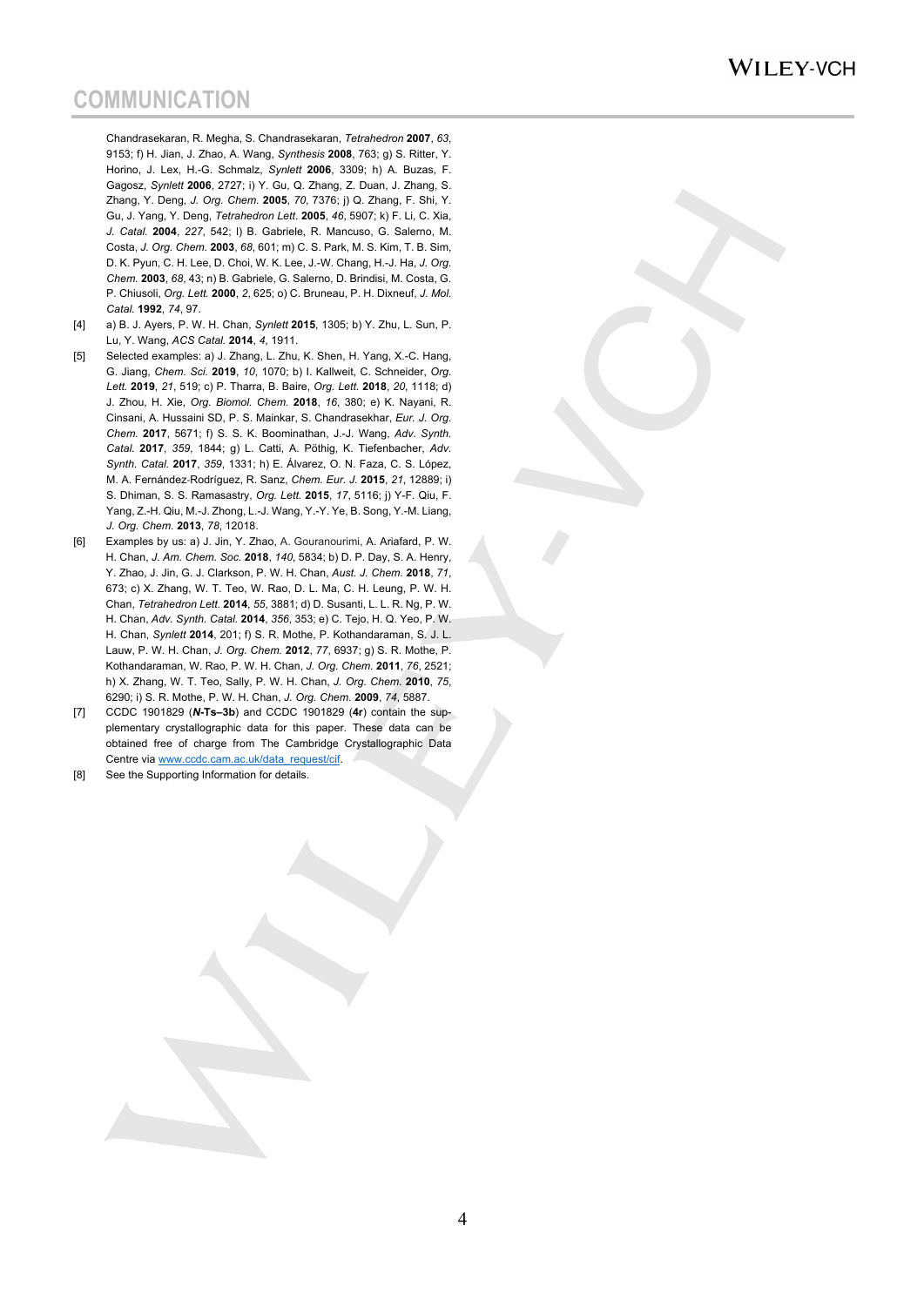Chandrasekaran, R. Megha, S. Chandrasekaran, *Tetrahedron* **2007**, *63*, 9153; f) H. Jian, J. Zhao, A. Wang, *Synthesis* **2008**, 763; g) S. Ritter, Y. Horino, J. Lex, H.-G. Schmalz, *Synlett* **2006**, 3309; h) A. Buzas, F. Gagosz, *Synlett* **2006**, 2727; i) Y. Gu, Q. Zhang, Z. Duan, J. Zhang, S. Zhang, Y. Deng, *J. Org. Chem.* **2005**, *70*, 7376; j) Q. Zhang, F. Shi, Y. Gu, J. Yang, Y. Deng, *Tetrahedron Lett.* **2005**, *46*, 5907; k) F. Li, C. Xia, *J. Catal.* **2004**, *227*, 542; l) B. Gabriele, R. Mancuso, G. Salerno, M. Costa, *J. Org. Chem.* **2003**, *68*, 601; m) C. S. Park, M. S. Kim, T. B. Sim, D. K. Pyun, C. H. Lee, D. Choi, W. K. Lee, J.-W. Chang, H.-J. Ha, *J. Org. Chem.* **2003**, *68*, 43; n) B. Gabriele, G. Salerno, D. Brindisi, M. Costa, G. P. Chiusoli, *Org. Lett.* **2000**, *2*, 625; o) C. Bruneau, P. H. Dixneuf, *J. Mol. Catal.* **1992**, *74*, 97.

[4] a) B. J. Ayers, P. W. H. Chan, *Synlett* **2015**, 1305; b) Y. Zhu, L. Sun, P. Lu, Y. Wang, *ACS Catal.* **2014**, *4*, 1911.

[5] Selected examples: a) J. Zhang, L. Zhu, K. Shen, H. Yang, X.-C. Hang, G. Jiang, *Chem. Sci.* **2019**, *10*, 1070; b) I. Kallweit, C. Schneider, *Org. Lett.* **2019**, *21*, 519; c) P. Tharra, B. Baire, *Org. Lett.* **2018**, *20*, 1118; d) J. Zhou, H. Xie, *Org. Biomol. Chem.* **2018**, *16*, 380; e) K. Nayani, R. Cinsani, A. Hussaini SD, P. S. Mainkar, S. Chandrasekhar, *Eur. J. Org. Chem.* **2017**, 5671; f) S. S. K. Boominathan, J.-J. Wang, *Adv. Synth. Catal.* **2017**, *359*, 1844; g) L. Catti, A. Pöthig, K. Tiefenbacher, *Adv. Synth. Catal.* **2017**, *359*, 1331; h) E. Álvarez, O. N. Faza, C. S. López, M. A. Fernández-Rodríguez, R. Sanz, *Chem. Eur. J.* **2015**, *21*, 12889; i) S. Dhiman, S. S. Ramasastry, *Org. Lett.* **2015**, *17*, 5116; j) Y-F. Qiu, F. Yang, Z.-H. Qiu, M.-J. Zhong, L.-J. Wang, Y.-Y. Ye, B. Song, Y.-M. Liang, *J. Org. Chem.* **2013**, *78*, 12018.

[6] Examples by us: a) J. Jin, Y. Zhao, A. Gouranourimi, A. Ariafard, P. W. H. Chan, *J. Am. Chem. Soc.* **2018**, *140*, 5834; b) D. P. Day, S. A. Henry, Y. Zhao, J. Jin, G. J. Clarkson, P. W. H. Chan, *Aust. J. Chem.* **2018**, *71*, 673; c) X. Zhang, W. T. Teo, W. Rao, D. L. Ma, C. H. Leung, P. W. H. Chan, *Tetrahedron Lett.* **2014**, *55*, 3881; d) D. Susanti, L. L. R. Ng, P. W. H. Chan, *Adv. Synth. Catal.* **2014**, *356*, 353; e) C. Tejo, H. Q. Yeo, P. W. H. Chan, *Synlett* **2014**, 201; f) S. R. Mothe, P. Kothandaraman, S. J. L. Lauw, P. W. H. Chan, *J. Org. Chem.* **2012**, *77*, 6937; g) S. R. Mothe, P. Kothandaraman, W. Rao, P. W. H. Chan, *J. Org. Chem.* **2011**, *76*, 2521; h) X. Zhang, W. T. Teo, Sally, P. W. H. Chan, *J. Org. Chem.* **2010**, *75*, 6290; i) S. R. Mothe, P. W. H. Chan, *J. Org. Chem.* **2009**, *74*, 5887.

[7] CCDC 1901829 (***N*-Ts–3b**) and CCDC 1901829 (**4r**) contain the supplementary crystallographic data for this paper. These data can be obtained free of charge from The Cambridge Crystallographic Data Centre via www.ccdc.cam.ac.uk/data_request/cif.

[8] See the Supporting Information for details.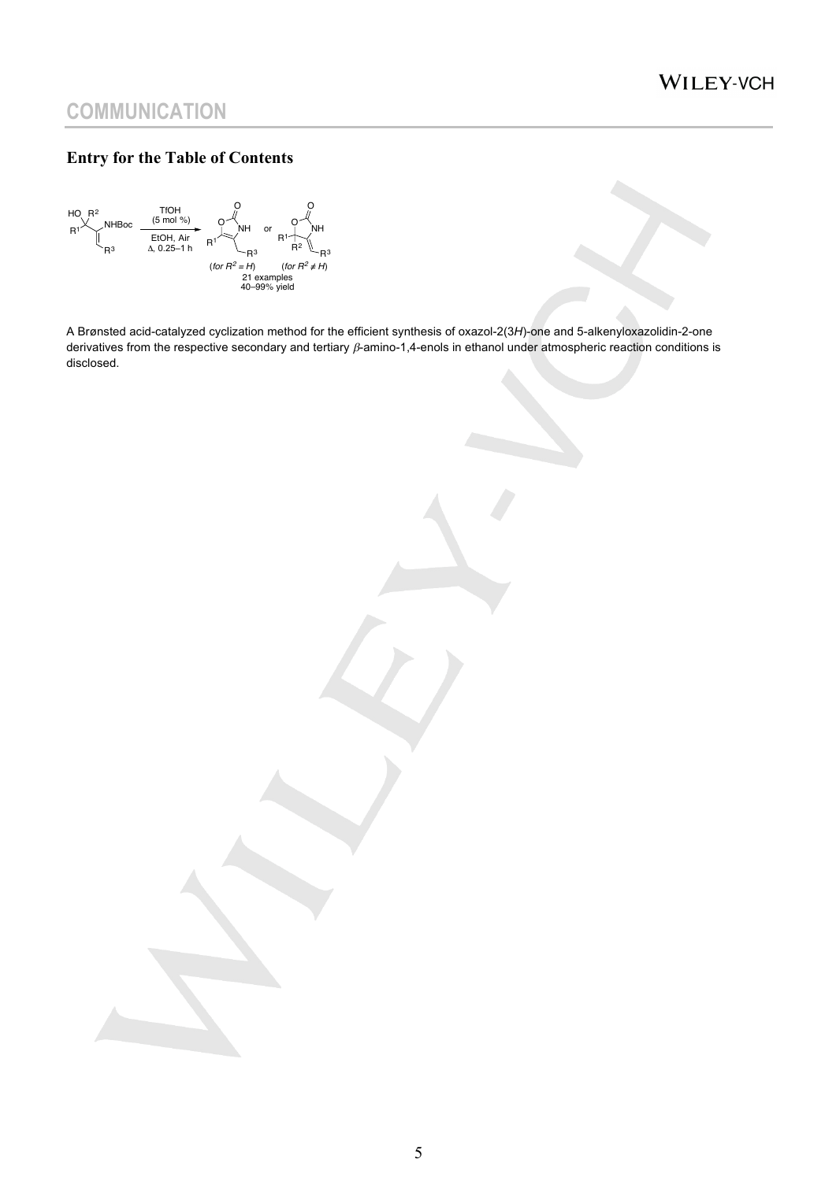# Entry for the Table of Contents

TfOH (5 mol %)

EtOH, Air

Δ, 0.25–1 h

(for $R^2 = H$) (for $R^2 \neq H$)

21 examples

40–99% yield

A Brønsted acid-catalyzed cyclization method for the efficient synthesis of oxazol-2(3*H*)-one and 5-alkenyloxazolidin-2-one derivatives from the respective secondary and tertiary $\beta$-amino-1,4-enols in ethanol under atmospheric reaction conditions is disclosed.